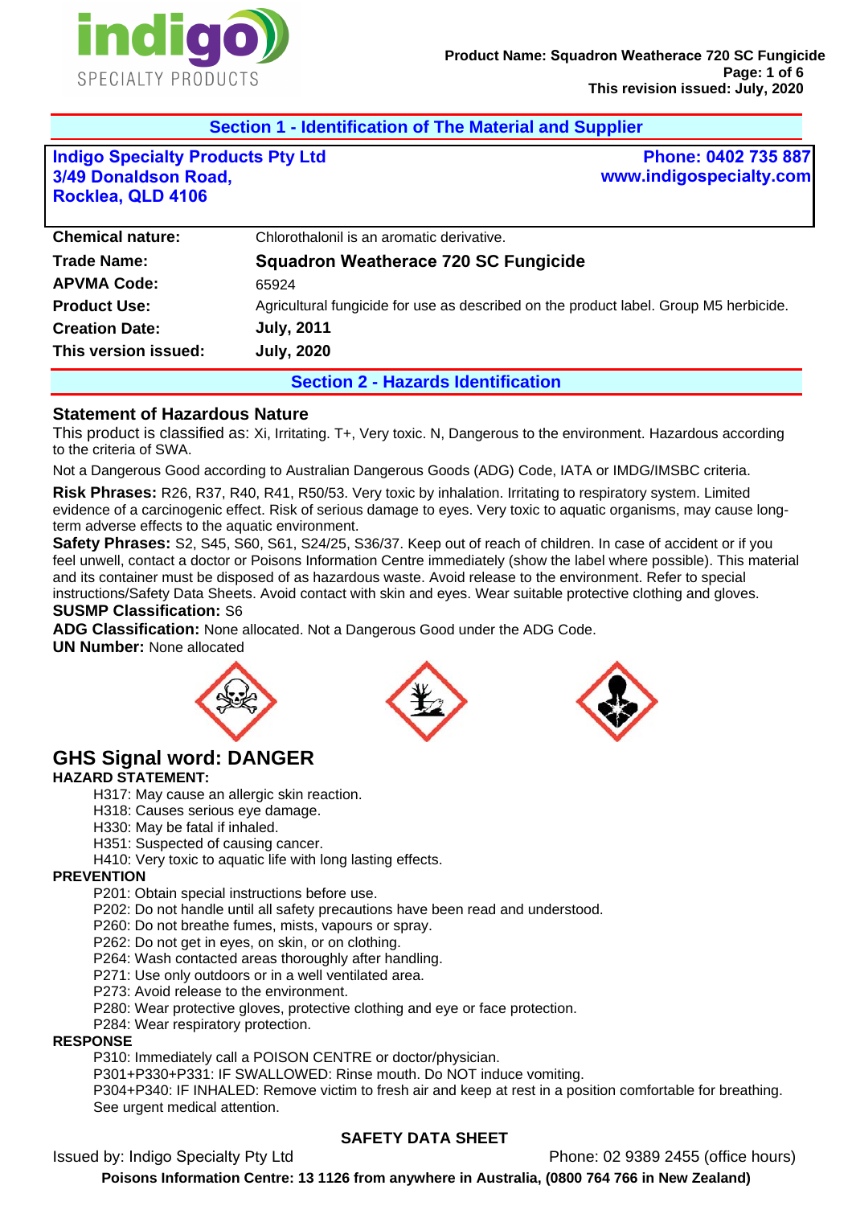## Section 1 - Identification of The Material and Supplier

**Indigo Specialty Products Pty Ltd**
**3/49 Donaldson Road,**
**Rocklea, QLD 4106**

**Phone: 0402 735 887**
**www.indigospecialty.com**

| | |
|---|---|
| **Chemical nature:** | Chlorothalonil is an aromatic derivative. |
| **Trade Name:** | **Squadron Weatherace 720 SC Fungicide** |
| **APVMA Code:** | 65924 |
| **Product Use:** | Agricultural fungicide for use as described on the product label. Group M5 herbicide. |
| **Creation Date:** | **July, 2011** |
| **This version issued:** | **July, 2020** |

## Section 2 - Hazards Identification

### Statement of Hazardous Nature

This product is classified as: Xi, Irritating. T+, Very toxic. N, Dangerous to the environment. Hazardous according to the criteria of SWA.

Not a Dangerous Good according to Australian Dangerous Goods (ADG) Code, IATA or IMDG/IMSBC criteria.

**Risk Phrases:** R26, R37, R40, R41, R50/53. Very toxic by inhalation. Irritating to respiratory system. Limited evidence of a carcinogenic effect. Risk of serious damage to eyes. Very toxic to aquatic organisms, may cause long-term adverse effects to the aquatic environment.

**Safety Phrases:** S2, S45, S60, S61, S24/25, S36/37. Keep out of reach of children. In case of accident or if you feel unwell, contact a doctor or Poisons Information Centre immediately (show the label where possible). This material and its container must be disposed of as hazardous waste. Avoid release to the environment. Refer to special instructions/Safety Data Sheets. Avoid contact with skin and eyes. Wear suitable protective clothing and gloves.

**SUSMP Classification:** S6

**ADG Classification:** None allocated. Not a Dangerous Good under the ADG Code.

**UN Number:** None allocated

## GHS Signal word: DANGER

**HAZARD STATEMENT:**

- H317: May cause an allergic skin reaction.
- H318: Causes serious eye damage.
- H330: May be fatal if inhaled.
- H351: Suspected of causing cancer.
- H410: Very toxic to aquatic life with long lasting effects.

**PREVENTION**

- P201: Obtain special instructions before use.
- P202: Do not handle until all safety precautions have been read and understood.
- P260: Do not breathe fumes, mists, vapours or spray.
- P262: Do not get in eyes, on skin, or on clothing.
- P264: Wash contacted areas thoroughly after handling.
- P271: Use only outdoors or in a well ventilated area.
- P273: Avoid release to the environment.
- P280: Wear protective gloves, protective clothing and eye or face protection.
- P284: Wear respiratory protection.

**RESPONSE**

- P310: Immediately call a POISON CENTRE or doctor/physician.
- P301+P330+P331: IF SWALLOWED: Rinse mouth. Do NOT induce vomiting.
- P304+P340: IF INHALED: Remove victim to fresh air and keep at rest in a position comfortable for breathing. See urgent medical attention.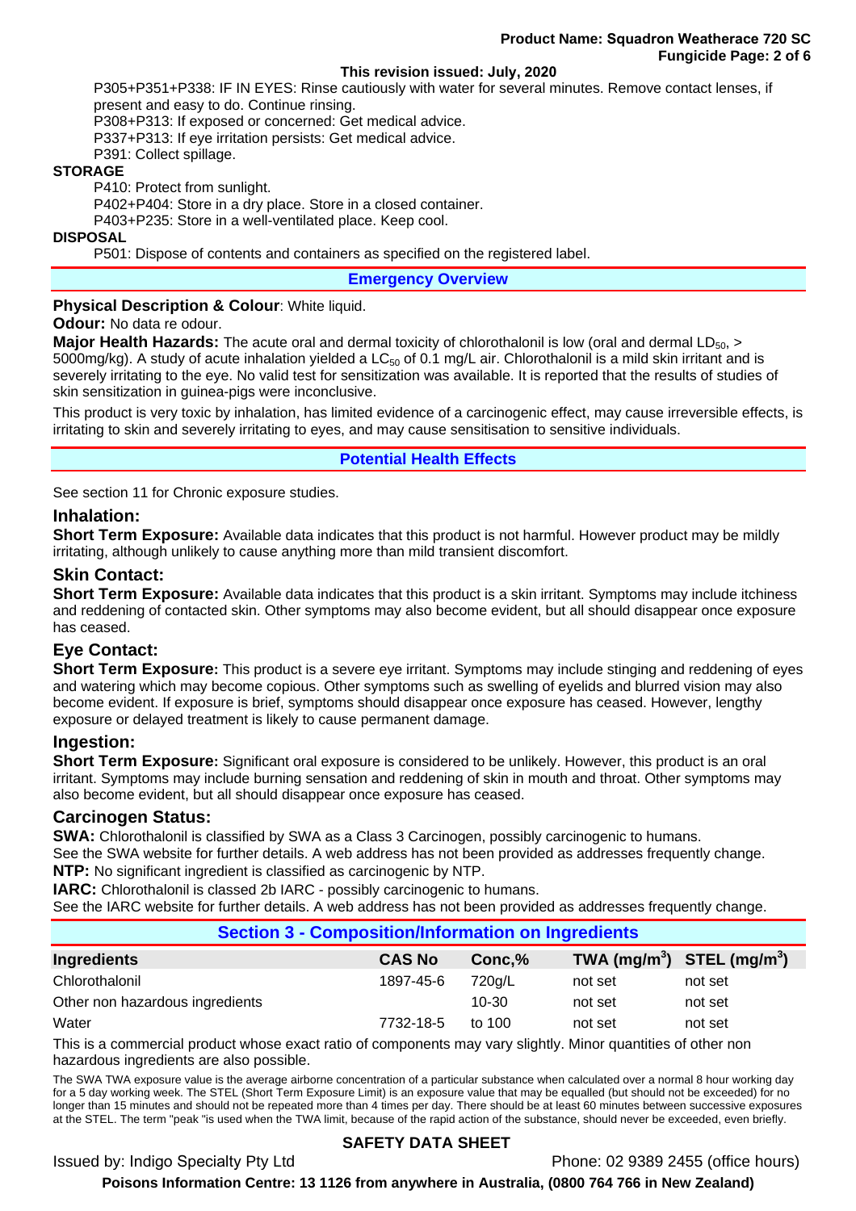P305+P351+P338: IF IN EYES: Rinse cautiously with water for several minutes. Remove contact lenses, if present and easy to do. Continue rinsing.
P308+P313: If exposed or concerned: Get medical advice.
P337+P313: If eye irritation persists: Get medical advice.
P391: Collect spillage.

**STORAGE**

P410: Protect from sunlight.
P402+P404: Store in a dry place. Store in a closed container.
P403+P235: Store in a well-ventilated place. Keep cool.

**DISPOSAL**

P501: Dispose of contents and containers as specified on the registered label.

## Emergency Overview

**Physical Description & Colour**: White liquid.

**Odour:** No data re odour.

**Major Health Hazards:** The acute oral and dermal toxicity of chlorothalonil is low (oral and dermal $LD_{50}$, > 5000mg/kg). A study of acute inhalation yielded a $LC_{50}$ of 0.1 mg/L air. Chlorothalonil is a mild skin irritant and is severely irritating to the eye. No valid test for sensitization was available. It is reported that the results of studies of skin sensitization in guinea-pigs were inconclusive.

This product is very toxic by inhalation, has limited evidence of a carcinogenic effect, may cause irreversible effects, is irritating to skin and severely irritating to eyes, and may cause sensitisation to sensitive individuals.

## Potential Health Effects

See section 11 for Chronic exposure studies.

### Inhalation:

**Short Term Exposure:** Available data indicates that this product is not harmful. However product may be mildly irritating, although unlikely to cause anything more than mild transient discomfort.

### Skin Contact:

**Short Term Exposure:** Available data indicates that this product is a skin irritant. Symptoms may include itchiness and reddening of contacted skin. Other symptoms may also become evident, but all should disappear once exposure has ceased.

### Eye Contact:

**Short Term Exposure:** This product is a severe eye irritant. Symptoms may include stinging and reddening of eyes and watering which may become copious. Other symptoms such as swelling of eyelids and blurred vision may also become evident. If exposure is brief, symptoms should disappear once exposure has ceased. However, lengthy exposure or delayed treatment is likely to cause permanent damage.

### Ingestion:

**Short Term Exposure:** Significant oral exposure is considered to be unlikely. However, this product is an oral irritant. Symptoms may include burning sensation and reddening of skin in mouth and throat. Other symptoms may also become evident, but all should disappear once exposure has ceased.

### Carcinogen Status:

**SWA:** Chlorothalonil is classified by SWA as a Class 3 Carcinogen, possibly carcinogenic to humans.
See the SWA website for further details. A web address has not been provided as addresses frequently change.
**NTP:** No significant ingredient is classified as carcinogenic by NTP.
**IARC:** Chlorothalonil is classed 2b IARC - possibly carcinogenic to humans.
See the IARC website for further details. A web address has not been provided as addresses frequently change.

## Section 3 - Composition/Information on Ingredients

| Ingredients | CAS No | Conc,% | TWA ($mg/m^3$) | STEL ($mg/m^3$) |
|---|---|---|---|---|
| Chlorothalonil | 1897-45-6 | 720g/L | not set | not set |
| Other non hazardous ingredients | | 10-30 | not set | not set |
| Water | 7732-18-5 | to 100 | not set | not set |

This is a commercial product whose exact ratio of components may vary slightly. Minor quantities of other non hazardous ingredients are also possible.

The SWA TWA exposure value is the average airborne concentration of a particular substance when calculated over a normal 8 hour working day for a 5 day working week. The STEL (Short Term Exposure Limit) is an exposure value that may be equalled (but should not be exceeded) for no longer than 15 minutes and should not be repeated more than 4 times per day. There should be at least 60 minutes between successive exposures at the STEL. The term "peak "is used when the TWA limit, because of the rapid action of the substance, should never be exceeded, even briefly.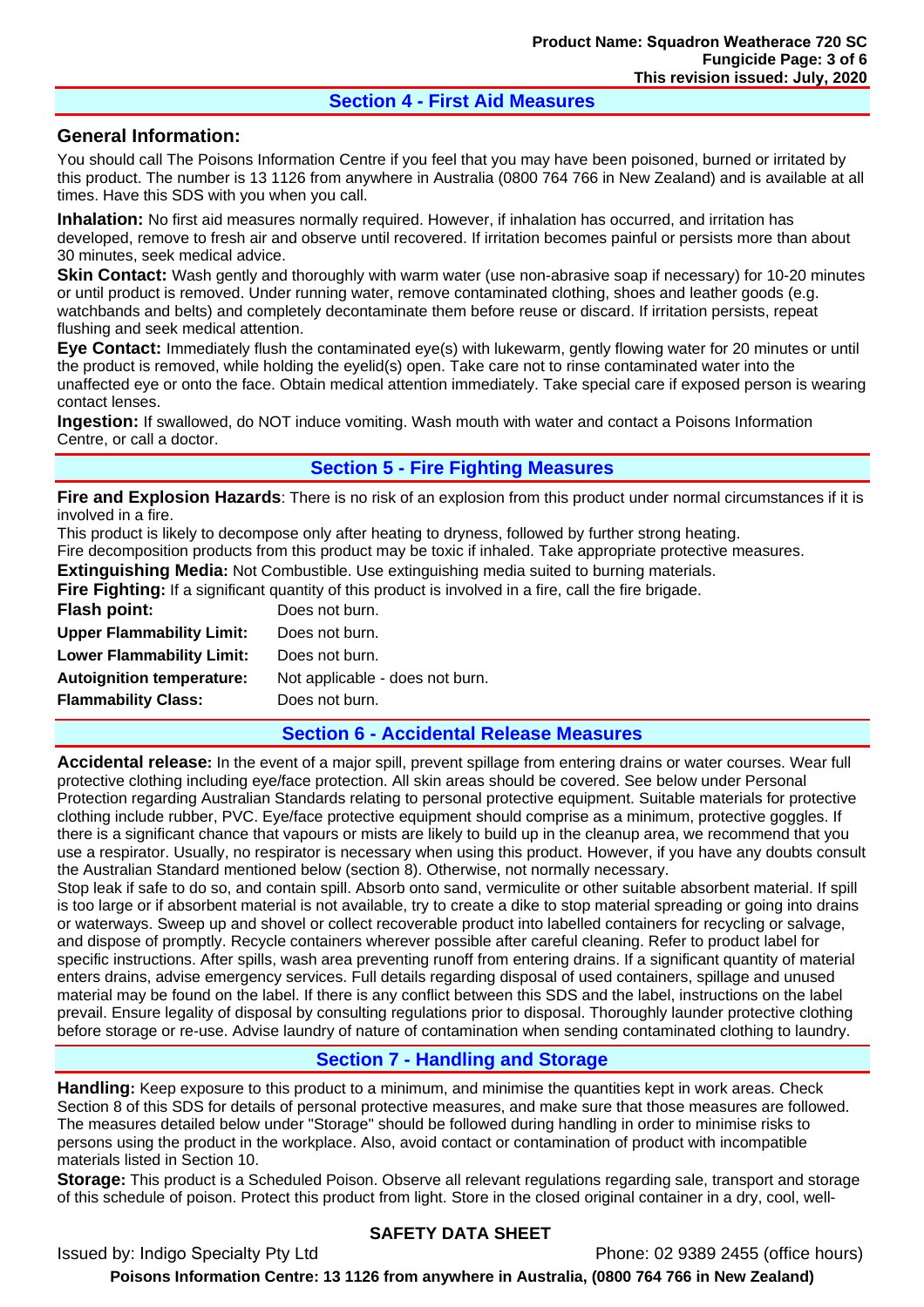## Section 4 - First Aid Measures

### General Information:

You should call The Poisons Information Centre if you feel that you may have been poisoned, burned or irritated by this product. The number is 13 1126 from anywhere in Australia (0800 764 766 in New Zealand) and is available at all times. Have this SDS with you when you call.

**Inhalation:** No first aid measures normally required. However, if inhalation has occurred, and irritation has developed, remove to fresh air and observe until recovered. If irritation becomes painful or persists more than about 30 minutes, seek medical advice.

**Skin Contact:** Wash gently and thoroughly with warm water (use non-abrasive soap if necessary) for 10-20 minutes or until product is removed. Under running water, remove contaminated clothing, shoes and leather goods (e.g. watchbands and belts) and completely decontaminate them before reuse or discard. If irritation persists, repeat flushing and seek medical attention.

**Eye Contact:** Immediately flush the contaminated eye(s) with lukewarm, gently flowing water for 20 minutes or until the product is removed, while holding the eyelid(s) open. Take care not to rinse contaminated water into the unaffected eye or onto the face. Obtain medical attention immediately. Take special care if exposed person is wearing contact lenses.

**Ingestion:** If swallowed, do NOT induce vomiting. Wash mouth with water and contact a Poisons Information Centre, or call a doctor.

## Section 5 - Fire Fighting Measures

**Fire and Explosion Hazards**: There is no risk of an explosion from this product under normal circumstances if it is involved in a fire.

This product is likely to decompose only after heating to dryness, followed by further strong heating.

Fire decomposition products from this product may be toxic if inhaled. Take appropriate protective measures.

**Extinguishing Media:** Not Combustible. Use extinguishing media suited to burning materials.

**Fire Fighting:** If a significant quantity of this product is involved in a fire, call the fire brigade.

| | |
|---|---|
| **Flash point:** | Does not burn. |
| **Upper Flammability Limit:** | Does not burn. |
| **Lower Flammability Limit:** | Does not burn. |
| **Autoignition temperature:** | Not applicable - does not burn. |
| **Flammability Class:** | Does not burn. |

## Section 6 - Accidental Release Measures

**Accidental release:** In the event of a major spill, prevent spillage from entering drains or water courses. Wear full protective clothing including eye/face protection. All skin areas should be covered. See below under Personal Protection regarding Australian Standards relating to personal protective equipment. Suitable materials for protective clothing include rubber, PVC. Eye/face protective equipment should comprise as a minimum, protective goggles. If there is a significant chance that vapours or mists are likely to build up in the cleanup area, we recommend that you use a respirator. Usually, no respirator is necessary when using this product. However, if you have any doubts consult the Australian Standard mentioned below (section 8). Otherwise, not normally necessary.

Stop leak if safe to do so, and contain spill. Absorb onto sand, vermiculite or other suitable absorbent material. If spill is too large or if absorbent material is not available, try to create a dike to stop material spreading or going into drains or waterways. Sweep up and shovel or collect recoverable product into labelled containers for recycling or salvage, and dispose of promptly. Recycle containers wherever possible after careful cleaning. Refer to product label for specific instructions. After spills, wash area preventing runoff from entering drains. If a significant quantity of material enters drains, advise emergency services. Full details regarding disposal of used containers, spillage and unused material may be found on the label. If there is any conflict between this SDS and the label, instructions on the label prevail. Ensure legality of disposal by consulting regulations prior to disposal. Thoroughly launder protective clothing before storage or re-use. Advise laundry of nature of contamination when sending contaminated clothing to laundry.

## Section 7 - Handling and Storage

**Handling:** Keep exposure to this product to a minimum, and minimise the quantities kept in work areas. Check Section 8 of this SDS for details of personal protective measures, and make sure that those measures are followed. The measures detailed below under "Storage" should be followed during handling in order to minimise risks to persons using the product in the workplace. Also, avoid contact or contamination of product with incompatible materials listed in Section 10.

**Storage:** This product is a Scheduled Poison. Observe all relevant regulations regarding sale, transport and storage of this schedule of poison. Protect this product from light. Store in the closed original container in a dry, cool, well-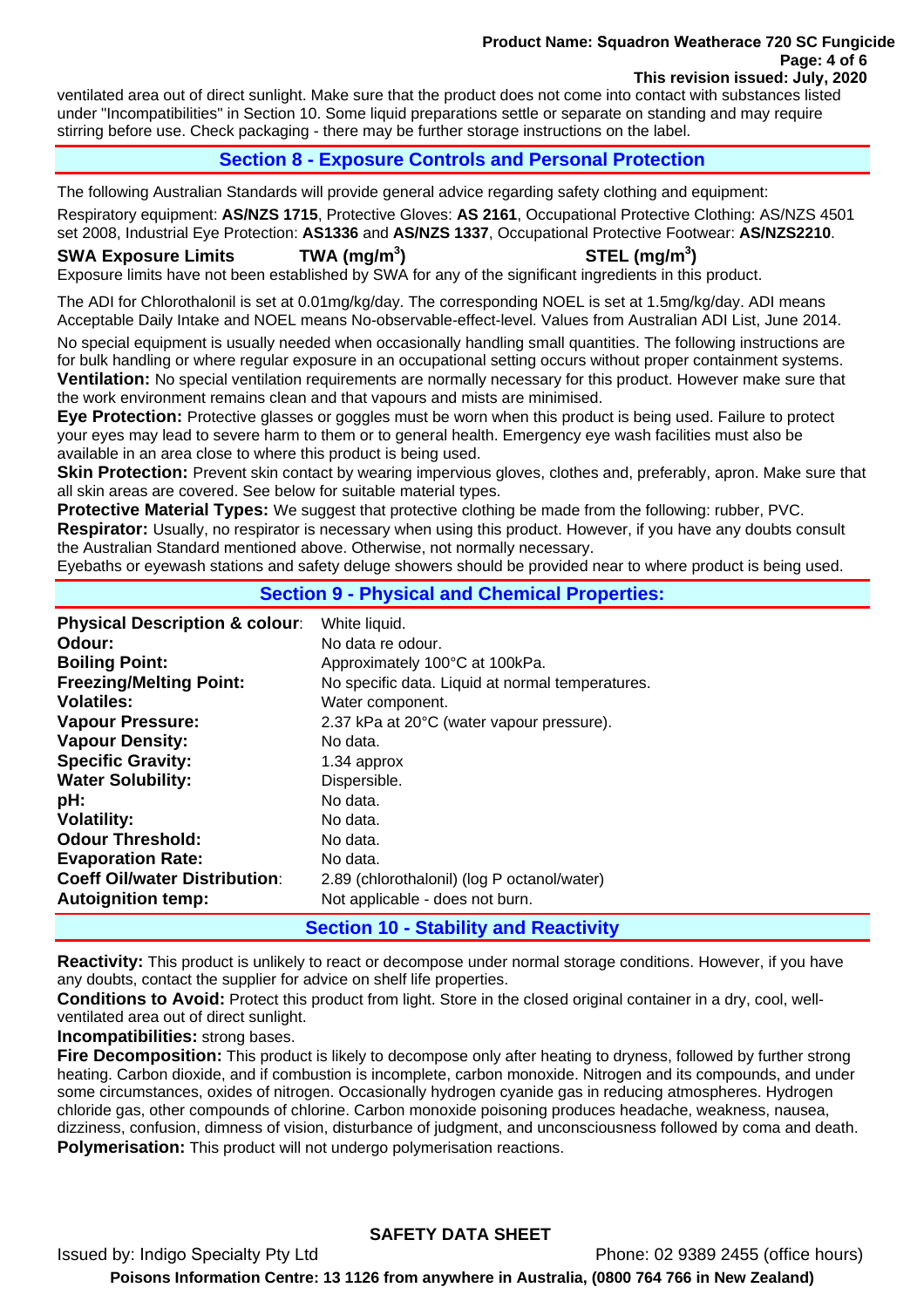ventilated area out of direct sunlight. Make sure that the product does not come into contact with substances listed under "Incompatibilities" in Section 10. Some liquid preparations settle or separate on standing and may require stirring before use. Check packaging - there may be further storage instructions on the label.

## Section 8 - Exposure Controls and Personal Protection

The following Australian Standards will provide general advice regarding safety clothing and equipment:

Respiratory equipment: **AS/NZS 1715**, Protective Gloves: **AS 2161**, Occupational Protective Clothing: AS/NZS 4501 set 2008, Industrial Eye Protection: **AS1336** and **AS/NZS 1337**, Occupational Protective Footwear: **AS/NZS2210**.

**SWA Exposure Limits** **TWA (mg/m$^3$)** **STEL (mg/m$^3$)**

Exposure limits have not been established by SWA for any of the significant ingredients in this product.

The ADI for Chlorothalonil is set at 0.01mg/kg/day. The corresponding NOEL is set at 1.5mg/kg/day. ADI means Acceptable Daily Intake and NOEL means No-observable-effect-level. Values from Australian ADI List, June 2014.

No special equipment is usually needed when occasionally handling small quantities. The following instructions are for bulk handling or where regular exposure in an occupational setting occurs without proper containment systems.

**Ventilation:** No special ventilation requirements are normally necessary for this product. However make sure that the work environment remains clean and that vapours and mists are minimised.

**Eye Protection:** Protective glasses or goggles must be worn when this product is being used. Failure to protect your eyes may lead to severe harm to them or to general health. Emergency eye wash facilities must also be available in an area close to where this product is being used.

**Skin Protection:** Prevent skin contact by wearing impervious gloves, clothes and, preferably, apron. Make sure that all skin areas are covered. See below for suitable material types.

**Protective Material Types:** We suggest that protective clothing be made from the following: rubber, PVC.

**Respirator:** Usually, no respirator is necessary when using this product. However, if you have any doubts consult the Australian Standard mentioned above. Otherwise, not normally necessary.

Eyebaths or eyewash stations and safety deluge showers should be provided near to where product is being used.

## Section 9 - Physical and Chemical Properties:

| | |
|---|---|
| **Physical Description & colour**: | White liquid. |
| **Odour:** | No data re odour. |
| **Boiling Point:** | Approximately 100°C at 100kPa. |
| **Freezing/Melting Point:** | No specific data. Liquid at normal temperatures. |
| **Volatiles:** | Water component. |
| **Vapour Pressure:** | 2.37 kPa at 20°C (water vapour pressure). |
| **Vapour Density:** | No data. |
| **Specific Gravity:** | 1.34 approx |
| **Water Solubility:** | Dispersible. |
| **pH:** | No data. |
| **Volatility:** | No data. |
| **Odour Threshold:** | No data. |
| **Evaporation Rate:** | No data. |
| **Coeff Oil/water Distribution**: | 2.89 (chlorothalonil) (log P octanol/water) |
| **Autoignition temp:** | Not applicable - does not burn. |

## Section 10 - Stability and Reactivity

**Reactivity:** This product is unlikely to react or decompose under normal storage conditions. However, if you have any doubts, contact the supplier for advice on shelf life properties.

**Conditions to Avoid:** Protect this product from light. Store in the closed original container in a dry, cool, well-ventilated area out of direct sunlight.

**Incompatibilities:** strong bases.

**Fire Decomposition:** This product is likely to decompose only after heating to dryness, followed by further strong heating. Carbon dioxide, and if combustion is incomplete, carbon monoxide. Nitrogen and its compounds, and under some circumstances, oxides of nitrogen. Occasionally hydrogen cyanide gas in reducing atmospheres. Hydrogen chloride gas, other compounds of chlorine. Carbon monoxide poisoning produces headache, weakness, nausea, dizziness, confusion, dimness of vision, disturbance of judgment, and unconsciousness followed by coma and death.

**Polymerisation:** This product will not undergo polymerisation reactions.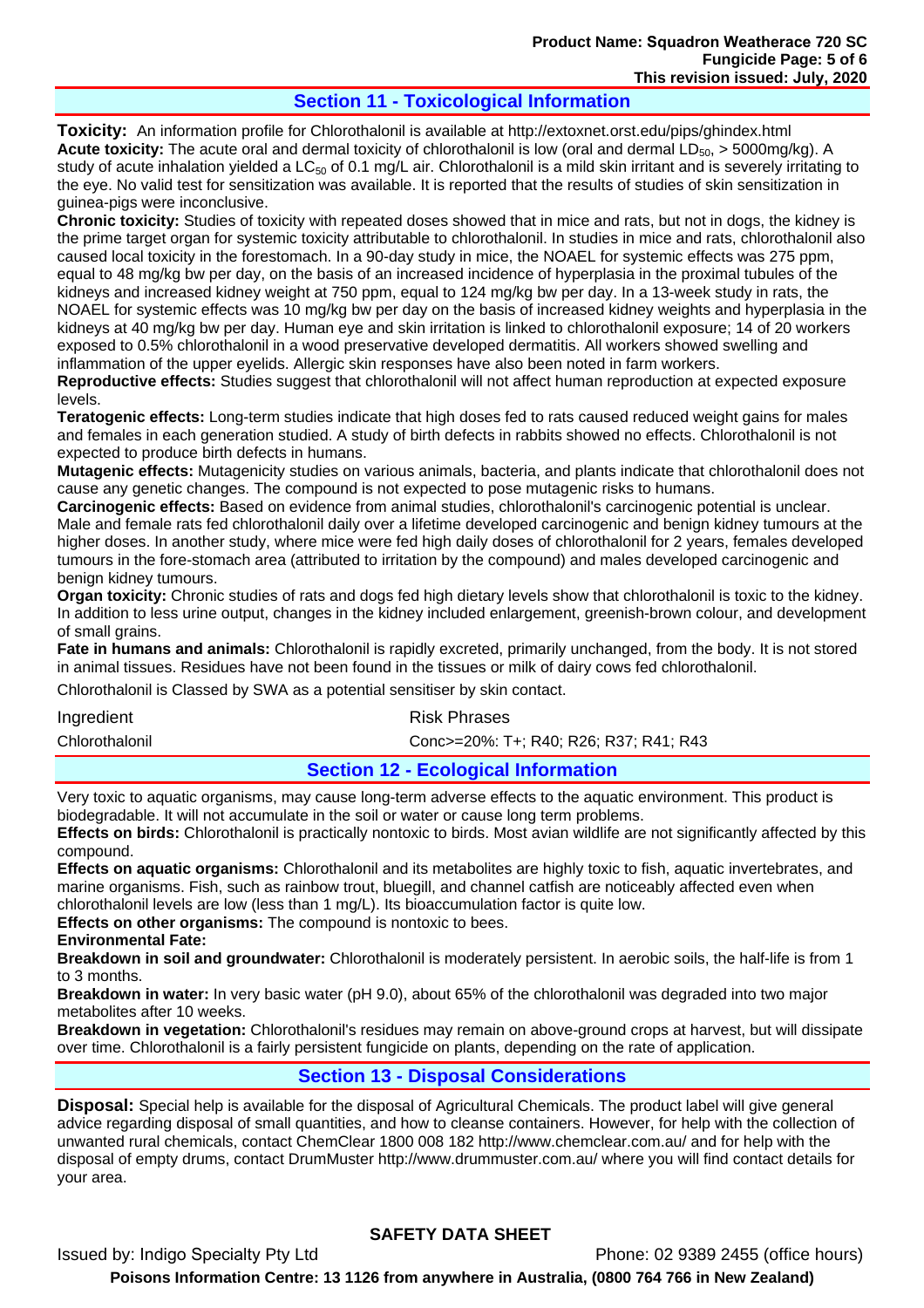## Section 11 - Toxicological Information

**Toxicity:** An information profile for Chlorothalonil is available at http://extoxnet.orst.edu/pips/ghindex.html

**Acute toxicity:** The acute oral and dermal toxicity of chlorothalonil is low (oral and dermal $LD_{50}$, > 5000mg/kg). A study of acute inhalation yielded a $LC_{50}$ of 0.1 mg/L air. Chlorothalonil is a mild skin irritant and is severely irritating to the eye. No valid test for sensitization was available. It is reported that the results of studies of skin sensitization in guinea-pigs were inconclusive.

**Chronic toxicity:** Studies of toxicity with repeated doses showed that in mice and rats, but not in dogs, the kidney is the prime target organ for systemic toxicity attributable to chlorothalonil. In studies in mice and rats, chlorothalonil also caused local toxicity in the forestomach. In a 90-day study in mice, the NOAEL for systemic effects was 275 ppm, equal to 48 mg/kg bw per day, on the basis of an increased incidence of hyperplasia in the proximal tubules of the kidneys and increased kidney weight at 750 ppm, equal to 124 mg/kg bw per day. In a 13-week study in rats, the NOAEL for systemic effects was 10 mg/kg bw per day on the basis of increased kidney weights and hyperplasia in the kidneys at 40 mg/kg bw per day. Human eye and skin irritation is linked to chlorothalonil exposure; 14 of 20 workers exposed to 0.5% chlorothalonil in a wood preservative developed dermatitis. All workers showed swelling and inflammation of the upper eyelids. Allergic skin responses have also been noted in farm workers.

**Reproductive effects:** Studies suggest that chlorothalonil will not affect human reproduction at expected exposure levels.

**Teratogenic effects:** Long-term studies indicate that high doses fed to rats caused reduced weight gains for males and females in each generation studied. A study of birth defects in rabbits showed no effects. Chlorothalonil is not expected to produce birth defects in humans.

**Mutagenic effects:** Mutagenicity studies on various animals, bacteria, and plants indicate that chlorothalonil does not cause any genetic changes. The compound is not expected to pose mutagenic risks to humans.

**Carcinogenic effects:** Based on evidence from animal studies, chlorothalonil's carcinogenic potential is unclear. Male and female rats fed chlorothalonil daily over a lifetime developed carcinogenic and benign kidney tumours at the higher doses. In another study, where mice were fed high daily doses of chlorothalonil for 2 years, females developed tumours in the fore-stomach area (attributed to irritation by the compound) and males developed carcinogenic and benign kidney tumours.

**Organ toxicity:** Chronic studies of rats and dogs fed high dietary levels show that chlorothalonil is toxic to the kidney. In addition to less urine output, changes in the kidney included enlargement, greenish-brown colour, and development of small grains.

**Fate in humans and animals:** Chlorothalonil is rapidly excreted, primarily unchanged, from the body. It is not stored in animal tissues. Residues have not been found in the tissues or milk of dairy cows fed chlorothalonil.

Chlorothalonil is Classed by SWA as a potential sensitiser by skin contact.

| Ingredient | Risk Phrases |
|---|---|
| Chlorothalonil | Conc>=20%: T+; R40; R26; R37; R41; R43 |

## Section 12 - Ecological Information

Very toxic to aquatic organisms, may cause long-term adverse effects to the aquatic environment. This product is biodegradable. It will not accumulate in the soil or water or cause long term problems.

**Effects on birds:** Chlorothalonil is practically nontoxic to birds. Most avian wildlife are not significantly affected by this compound.

**Effects on aquatic organisms:** Chlorothalonil and its metabolites are highly toxic to fish, aquatic invertebrates, and marine organisms. Fish, such as rainbow trout, bluegill, and channel catfish are noticeably affected even when chlorothalonil levels are low (less than 1 mg/L). Its bioaccumulation factor is quite low.

**Effects on other organisms:** The compound is nontoxic to bees.

**Environmental Fate:**

**Breakdown in soil and groundwater:** Chlorothalonil is moderately persistent. In aerobic soils, the half-life is from 1 to 3 months.

**Breakdown in water:** In very basic water (pH 9.0), about 65% of the chlorothalonil was degraded into two major metabolites after 10 weeks.

**Breakdown in vegetation:** Chlorothalonil's residues may remain on above-ground crops at harvest, but will dissipate over time. Chlorothalonil is a fairly persistent fungicide on plants, depending on the rate of application.

## Section 13 - Disposal Considerations

**Disposal:** Special help is available for the disposal of Agricultural Chemicals. The product label will give general advice regarding disposal of small quantities, and how to cleanse containers. However, for help with the collection of unwanted rural chemicals, contact ChemClear 1800 008 182 http://www.chemclear.com.au/ and for help with the disposal of empty drums, contact DrumMuster http://www.drummuster.com.au/ where you will find contact details for your area.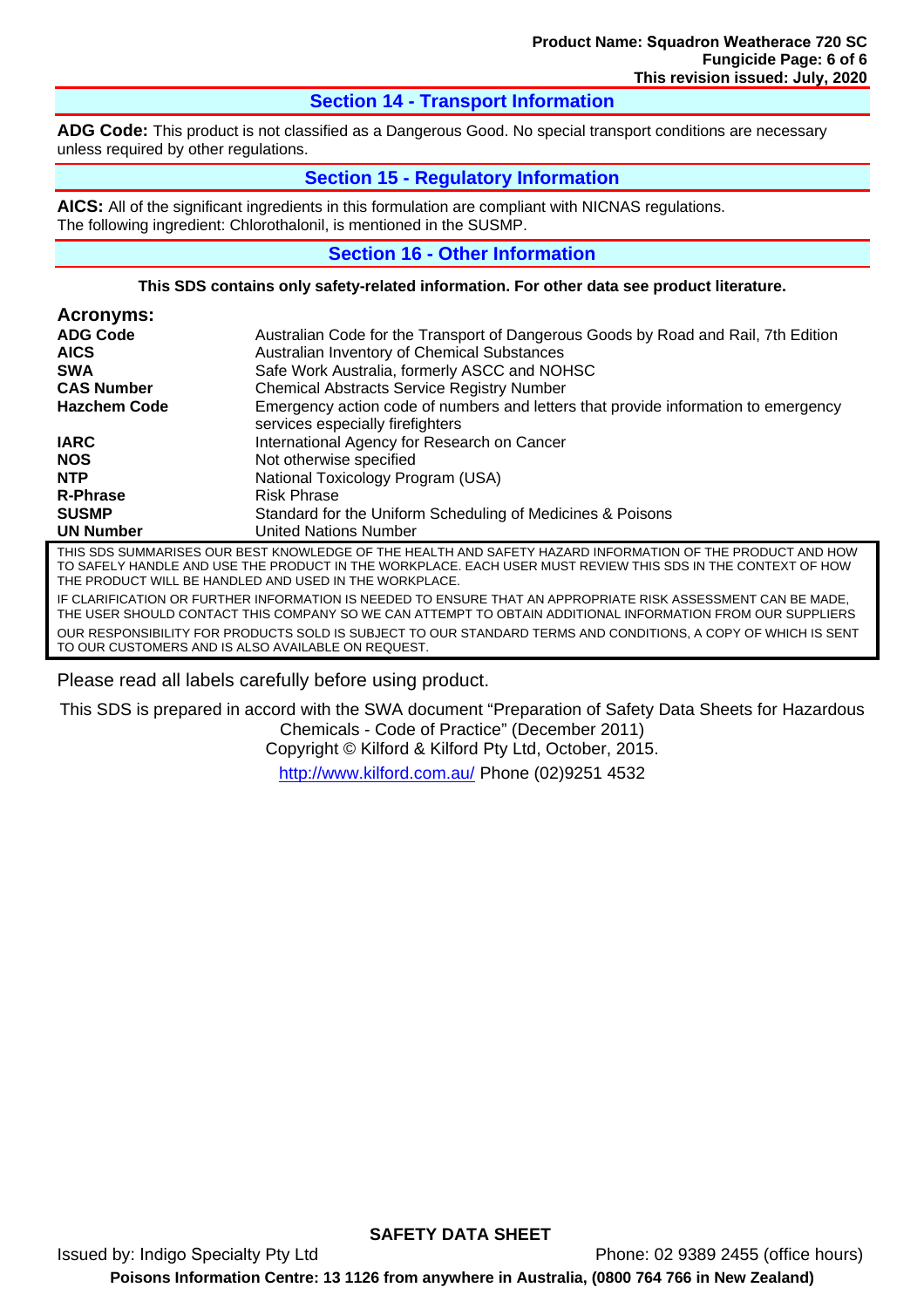## Section 14 - Transport Information

**ADG Code:** This product is not classified as a Dangerous Good. No special transport conditions are necessary unless required by other regulations.

## Section 15 - Regulatory Information

**AICS:** All of the significant ingredients in this formulation are compliant with NICNAS regulations.
The following ingredient: Chlorothalonil, is mentioned in the SUSMP.

## Section 16 - Other Information

**This SDS contains only safety-related information. For other data see product literature.**

### Acronyms:

| | |
|---|---|
| **ADG Code** | Australian Code for the Transport of Dangerous Goods by Road and Rail, 7th Edition |
| **AICS** | Australian Inventory of Chemical Substances |
| **SWA** | Safe Work Australia, formerly ASCC and NOHSC |
| **CAS Number** | Chemical Abstracts Service Registry Number |
| **Hazchem Code** | Emergency action code of numbers and letters that provide information to emergency services especially firefighters |
| **IARC** | International Agency for Research on Cancer |
| **NOS** | Not otherwise specified |
| **NTP** | National Toxicology Program (USA) |
| **R-Phrase** | Risk Phrase |
| **SUSMP** | Standard for the Uniform Scheduling of Medicines & Poisons |
| **UN Number** | United Nations Number |

THIS SDS SUMMARISES OUR BEST KNOWLEDGE OF THE HEALTH AND SAFETY HAZARD INFORMATION OF THE PRODUCT AND HOW TO SAFELY HANDLE AND USE THE PRODUCT IN THE WORKPLACE. EACH USER MUST REVIEW THIS SDS IN THE CONTEXT OF HOW THE PRODUCT WILL BE HANDLED AND USED IN THE WORKPLACE.

IF CLARIFICATION OR FURTHER INFORMATION IS NEEDED TO ENSURE THAT AN APPROPRIATE RISK ASSESSMENT CAN BE MADE, THE USER SHOULD CONTACT THIS COMPANY SO WE CAN ATTEMPT TO OBTAIN ADDITIONAL INFORMATION FROM OUR SUPPLIERS

OUR RESPONSIBILITY FOR PRODUCTS SOLD IS SUBJECT TO OUR STANDARD TERMS AND CONDITIONS, A COPY OF WHICH IS SENT TO OUR CUSTOMERS AND IS ALSO AVAILABLE ON REQUEST.

Please read all labels carefully before using product.

This SDS is prepared in accord with the SWA document "Preparation of Safety Data Sheets for Hazardous Chemicals - Code of Practice" (December 2011)
Copyright © Kilford & Kilford Pty Ltd, October, 2015.
http://www.kilford.com.au/ Phone (02)9251 4532